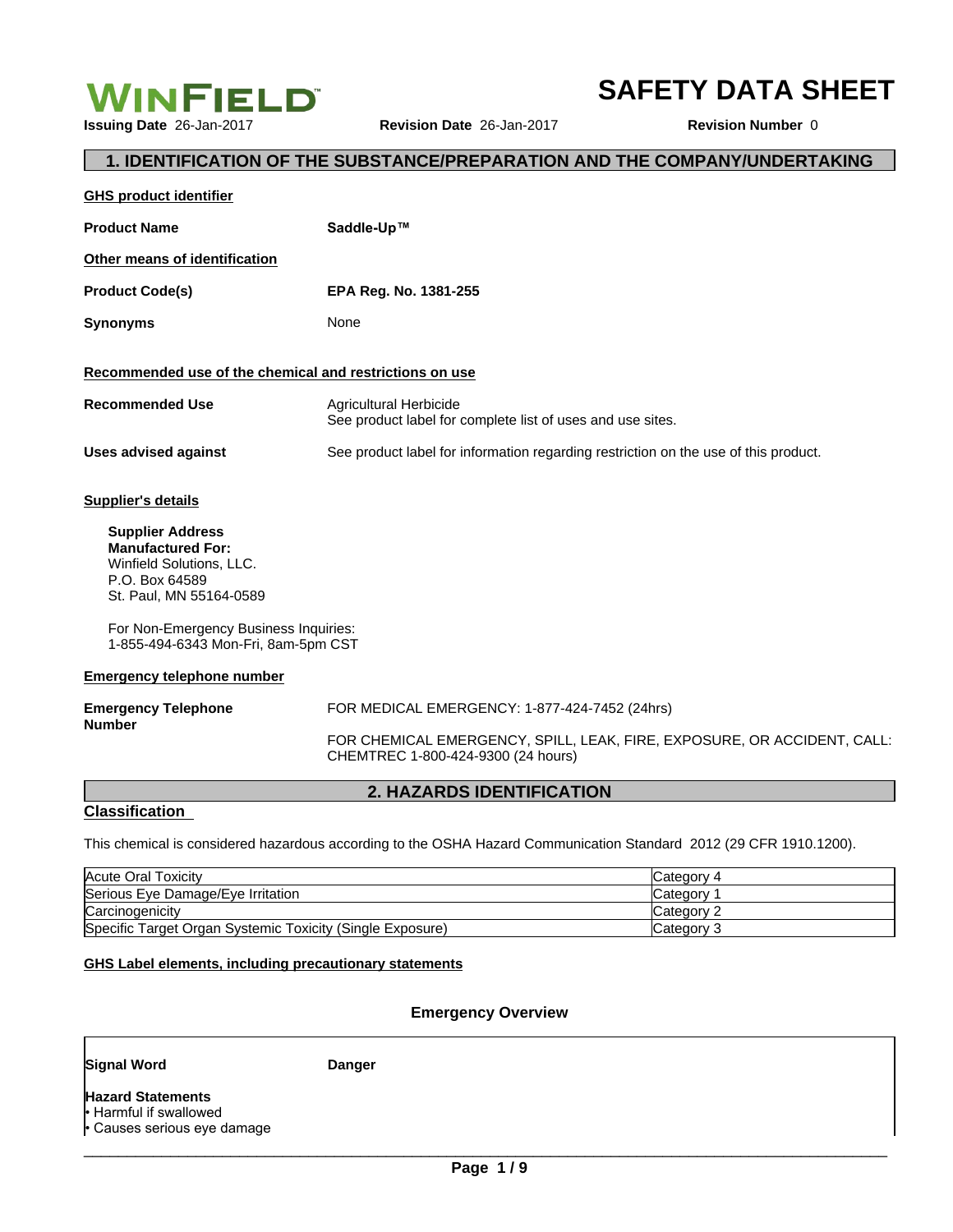**WINFIELD**

# SAFETY DATA SHEET

**Issuing Date** 26-Jan-2017 **Revision Date** 26-Jan-2017 **Revision Number** 0

## 1. IDENTIFICATION OF THE SUBSTANCE/PREPARATION AND THE COMPANY/UNDERTAKING

**GHS product identifier**

**Product Name** **Saddle-Up™**

**Other means of identification**

**Product Code(s)** **EPA Reg. No. 1381-255**

**Synonyms** None

**Recommended use of the chemical and restrictions on use**

**Recommended Use** Agricultural Herbicide
See product label for complete list of uses and use sites.

**Uses advised against** See product label for information regarding restriction on the use of this product.

**Supplier's details**

**Supplier Address**
**Manufactured For:**
Winfield Solutions, LLC.
P.O. Box 64589
St. Paul, MN 55164-0589

For Non-Emergency Business Inquiries:
1-855-494-6343 Mon-Fri, 8am-5pm CST

**Emergency telephone number**

**Emergency Telephone Number** FOR MEDICAL EMERGENCY: 1-877-424-7452 (24hrs)

FOR CHEMICAL EMERGENCY, SPILL, LEAK, FIRE, EXPOSURE, OR ACCIDENT, CALL: CHEMTREC 1-800-424-9300 (24 hours)

## 2. HAZARDS IDENTIFICATION

**Classification**

This chemical is considered hazardous according to the OSHA Hazard Communication Standard 2012 (29 CFR 1910.1200).

| Hazard | Category |
|---|---|
| Acute Oral Toxicity | Category 4 |
| Serious Eye Damage/Eye Irritation | Category 1 |
| Carcinogenicity | Category 2 |
| Specific Target Organ Systemic Toxicity (Single Exposure) | Category 3 |

**GHS Label elements, including precautionary statements**

**Emergency Overview**

**Signal Word** **Danger**

**Hazard Statements**
- Harmful if swallowed
- Causes serious eye damage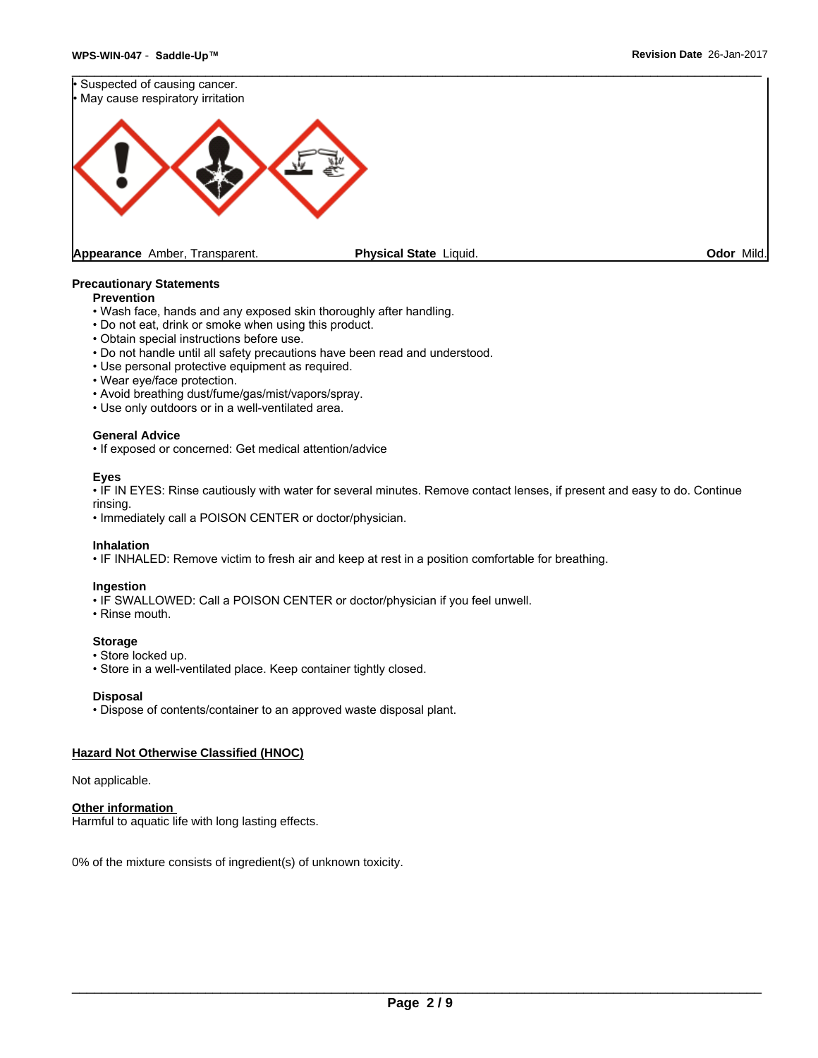- Suspected of causing cancer.
- May cause respiratory irritation

**Appearance** Amber, Transparent. **Physical State** Liquid. **Odor** Mild.

## Precautionary Statements

### Prevention

- Wash face, hands and any exposed skin thoroughly after handling.
- Do not eat, drink or smoke when using this product.
- Obtain special instructions before use.
- Do not handle until all safety precautions have been read and understood.
- Use personal protective equipment as required.
- Wear eye/face protection.
- Avoid breathing dust/fume/gas/mist/vapors/spray.
- Use only outdoors or in a well-ventilated area.

### General Advice

- If exposed or concerned: Get medical attention/advice

### Eyes

- IF IN EYES: Rinse cautiously with water for several minutes. Remove contact lenses, if present and easy to do. Continue rinsing.
- Immediately call a POISON CENTER or doctor/physician.

### Inhalation

- IF INHALED: Remove victim to fresh air and keep at rest in a position comfortable for breathing.

### Ingestion

- IF SWALLOWED: Call a POISON CENTER or doctor/physician if you feel unwell.
- Rinse mouth.

### Storage

- Store locked up.
- Store in a well-ventilated place. Keep container tightly closed.

### Disposal

- Dispose of contents/container to an approved waste disposal plant.

## Hazard Not Otherwise Classified (HNOC)

Not applicable.

## Other information

Harmful to aquatic life with long lasting effects.

0% of the mixture consists of ingredient(s) of unknown toxicity.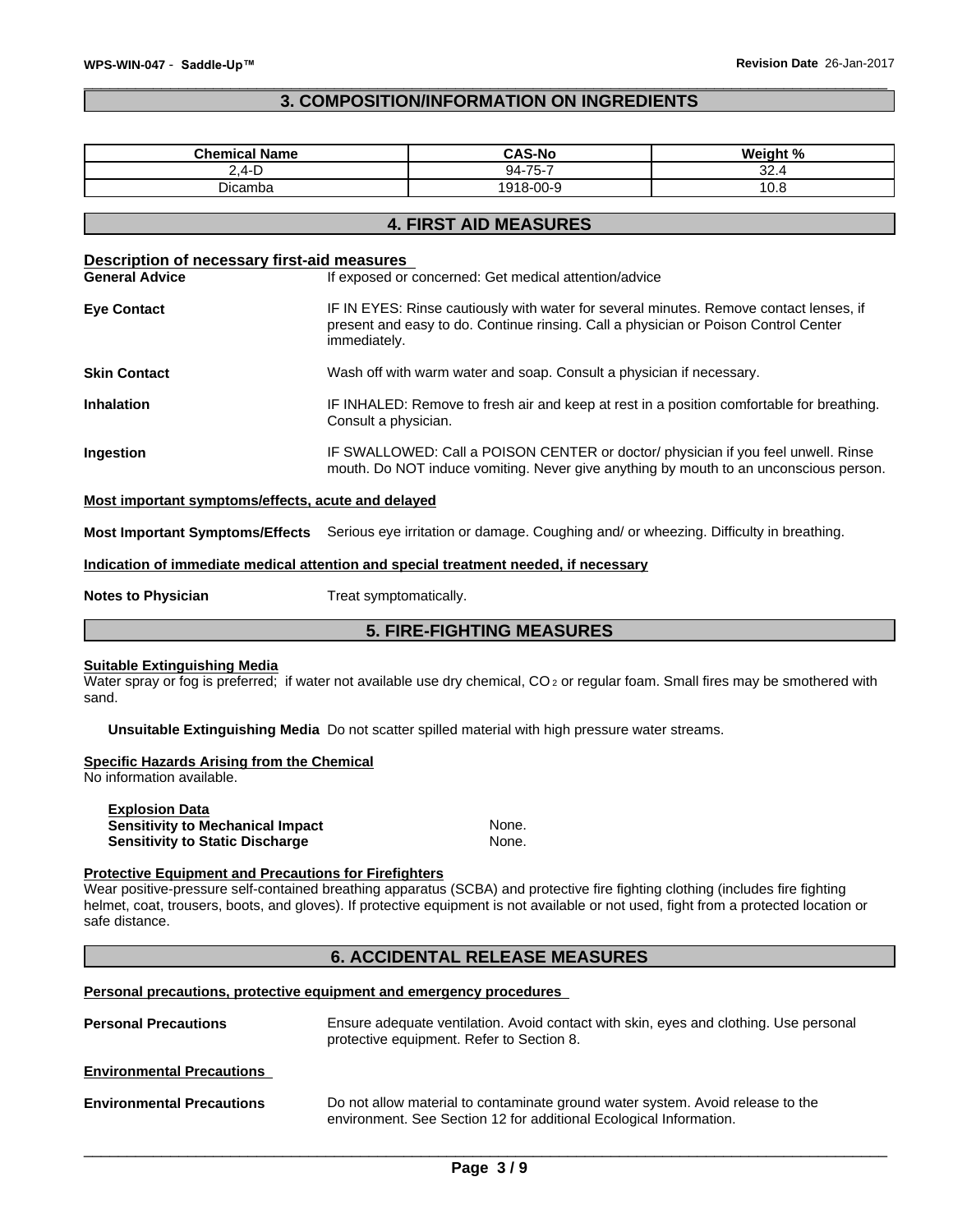## 3. COMPOSITION/INFORMATION ON INGREDIENTS

| Chemical Name | CAS-No | Weight % |
|---|---|---|
| 2,4-D | 94-75-7 | 32.4 |
| Dicamba | 1918-00-9 | 10.8 |

## 4. FIRST AID MEASURES

**Description of necessary first-aid measures**

**General Advice** If exposed or concerned: Get medical attention/advice

**Eye Contact** IF IN EYES: Rinse cautiously with water for several minutes. Remove contact lenses, if present and easy to do. Continue rinsing. Call a physician or Poison Control Center immediately.

**Skin Contact** Wash off with warm water and soap. Consult a physician if necessary.

**Inhalation** IF INHALED: Remove to fresh air and keep at rest in a position comfortable for breathing. Consult a physician.

**Ingestion** IF SWALLOWED: Call a POISON CENTER or doctor/ physician if you feel unwell. Rinse mouth. Do NOT induce vomiting. Never give anything by mouth to an unconscious person.

**Most important symptoms/effects, acute and delayed**

**Most Important Symptoms/Effects** Serious eye irritation or damage. Coughing and/ or wheezing. Difficulty in breathing.

**Indication of immediate medical attention and special treatment needed, if necessary**

**Notes to Physician** Treat symptomatically.

## 5. FIRE-FIGHTING MEASURES

**Suitable Extinguishing Media**

Water spray or fog is preferred; if water not available use dry chemical, $CO_2$ or regular foam. Small fires may be smothered with sand.

**Unsuitable Extinguishing Media** Do not scatter spilled material with high pressure water streams.

**Specific Hazards Arising from the Chemical**

No information available.

**Explosion Data**

**Sensitivity to Mechanical Impact** None.

**Sensitivity to Static Discharge** None.

**Protective Equipment and Precautions for Firefighters**

Wear positive-pressure self-contained breathing apparatus (SCBA) and protective fire fighting clothing (includes fire fighting helmet, coat, trousers, boots, and gloves). If protective equipment is not available or not used, fight from a protected location or safe distance.

## 6. ACCIDENTAL RELEASE MEASURES

**Personal precautions, protective equipment and emergency procedures**

**Personal Precautions** Ensure adequate ventilation. Avoid contact with skin, eyes and clothing. Use personal protective equipment. Refer to Section 8.

**Environmental Precautions**

**Environmental Precautions** Do not allow material to contaminate ground water system. Avoid release to the environment. See Section 12 for additional Ecological Information.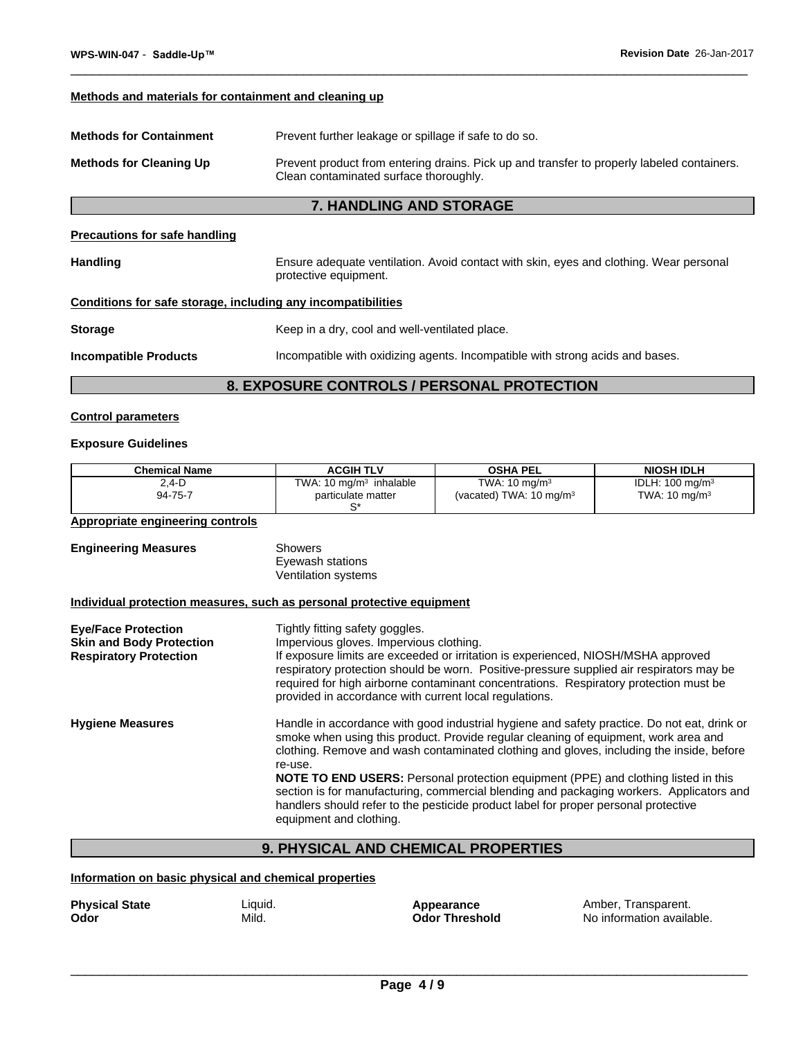**Methods and materials for containment and cleaning up**

**Methods for Containment** Prevent further leakage or spillage if safe to do so.

**Methods for Cleaning Up** Prevent product from entering drains. Pick up and transfer to properly labeled containers. Clean contaminated surface thoroughly.

## 7. HANDLING AND STORAGE

**Precautions for safe handling**

**Handling** Ensure adequate ventilation. Avoid contact with skin, eyes and clothing. Wear personal protective equipment.

**Conditions for safe storage, including any incompatibilities**

**Storage** Keep in a dry, cool and well-ventilated place.

**Incompatible Products** Incompatible with oxidizing agents. Incompatible with strong acids and bases.

## 8. EXPOSURE CONTROLS / PERSONAL PROTECTION

**Control parameters**

**Exposure Guidelines**

| Chemical Name | ACGIH TLV | OSHA PEL | NIOSH IDLH |
|---|---|---|---|
| 2,4-D<br>94-75-7 | TWA: 10 mg/m$^3$ inhalable particulate matter<br>S* | TWA: 10 mg/m$^3$<br>(vacated) TWA: 10 mg/m$^3$ | IDLH: 100 mg/m$^3$<br>TWA: 10 mg/m$^3$ |

**Appropriate engineering controls**

**Engineering Measures**
Showers
Eyewash stations
Ventilation systems

**Individual protection measures, such as personal protective equipment**

**Eye/Face Protection** Tightly fitting safety goggles.

**Skin and Body Protection** Impervious gloves. Impervious clothing.

**Respiratory Protection** If exposure limits are exceeded or irritation is experienced, NIOSH/MSHA approved respiratory protection should be worn. Positive-pressure supplied air respirators may be required for high airborne contaminant concentrations. Respiratory protection must be provided in accordance with current local regulations.

**Hygiene Measures** Handle in accordance with good industrial hygiene and safety practice. Do not eat, drink or smoke when using this product. Provide regular cleaning of equipment, work area and clothing. Remove and wash contaminated clothing and gloves, including the inside, before re-use.
**NOTE TO END USERS:** Personal protection equipment (PPE) and clothing listed in this section is for manufacturing, commercial blending and packaging workers. Applicators and handlers should refer to the pesticide product label for proper personal protective equipment and clothing.

## 9. PHYSICAL AND CHEMICAL PROPERTIES

**Information on basic physical and chemical properties**

**Physical State** Liquid.
**Appearance** Amber, Transparent.
**Odor** Mild.
**Odor Threshold** No information available.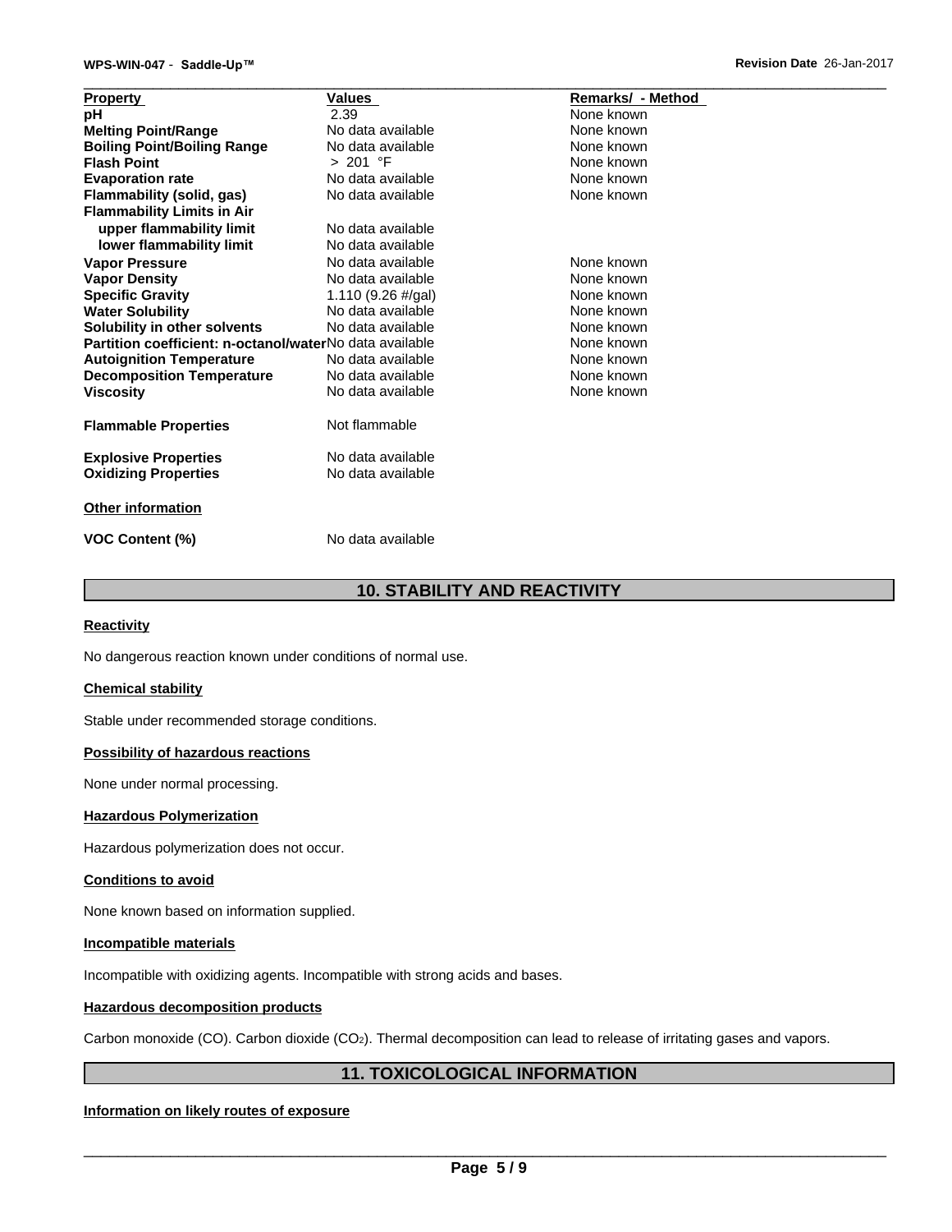| Property | Values | Remarks/ - Method |
| --- | --- | --- |
| **pH** | 2.39 | None known |
| **Melting Point/Range** | No data available | None known |
| **Boiling Point/Boiling Range** | No data available | None known |
| **Flash Point** | > 201 °F | None known |
| **Evaporation rate** | No data available | None known |
| **Flammability (solid, gas)** | No data available | None known |
| **Flammability Limits in Air** | | |
| **upper flammability limit** | No data available | |
| **lower flammability limit** | No data available | |
| **Vapor Pressure** | No data available | None known |
| **Vapor Density** | No data available | None known |
| **Specific Gravity** | 1.110 (9.26 #/gal) | None known |
| **Water Solubility** | No data available | None known |
| **Solubility in other solvents** | No data available | None known |
| **Partition coefficient: n-octanol/water** | No data available | None known |
| **Autoignition Temperature** | No data available | None known |
| **Decomposition Temperature** | No data available | None known |
| **Viscosity** | No data available | None known |

**Flammable Properties** Not flammable

**Explosive Properties** No data available
**Oxidizing Properties** No data available

**Other information**

**VOC Content (%)** No data available

## 10. STABILITY AND REACTIVITY

**Reactivity**

No dangerous reaction known under conditions of normal use.

**Chemical stability**

Stable under recommended storage conditions.

**Possibility of hazardous reactions**

None under normal processing.

**Hazardous Polymerization**

Hazardous polymerization does not occur.

**Conditions to avoid**

None known based on information supplied.

**Incompatible materials**

Incompatible with oxidizing agents. Incompatible with strong acids and bases.

**Hazardous decomposition products**

Carbon monoxide (CO). Carbon dioxide ($CO_2$). Thermal decomposition can lead to release of irritating gases and vapors.

## 11. TOXICOLOGICAL INFORMATION

**Information on likely routes of exposure**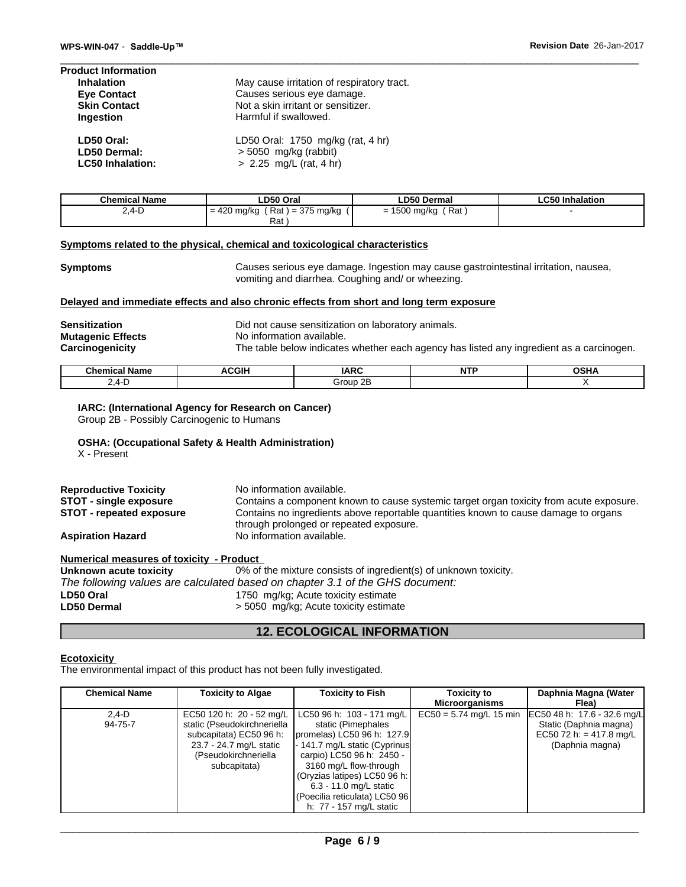**Product Information**

| | |
|---|---|
| **Inhalation** | May cause irritation of respiratory tract. |
| **Eye Contact** | Causes serious eye damage. |
| **Skin Contact** | Not a skin irritant or sensitizer. |
| **Ingestion** | Harmful if swallowed. |

| | |
|---|---|
| **LD50 Oral:** | LD50 Oral: 1750 mg/kg (rat, 4 hr) |
| **LD50 Dermal:** | > 5050 mg/kg (rabbit) |
| **LC50 Inhalation:** | > 2.25 mg/L (rat, 4 hr) |

| Chemical Name | LD50 Oral | LD50 Dermal | LC50 Inhalation |
|---|---|---|---|
| 2,4-D | = 420 mg/kg ( Rat ) = 375 mg/kg ( Rat ) | = 1500 mg/kg ( Rat ) | - |

**Symptoms related to the physical, chemical and toxicological characteristics**

**Symptoms** Causes serious eye damage. Ingestion may cause gastrointestinal irritation, nausea, vomiting and diarrhea. Coughing and/ or wheezing.

**Delayed and immediate effects and also chronic effects from short and long term exposure**

| | |
|---|---|
| **Sensitization** | Did not cause sensitization on laboratory animals. |
| **Mutagenic Effects** | No information available. |
| **Carcinogenicity** | The table below indicates whether each agency has listed any ingredient as a carcinogen. |

| Chemical Name | ACGIH | IARC | NTP | OSHA |
|---|---|---|---|---|
| 2,4-D | | Group 2B | | X |

**IARC: (International Agency for Research on Cancer)**
Group 2B - Possibly Carcinogenic to Humans

**OSHA: (Occupational Safety & Health Administration)**
X - Present

| | |
|---|---|
| **Reproductive Toxicity** | No information available. |
| **STOT - single exposure** | Contains a component known to cause systemic target organ toxicity from acute exposure. |
| **STOT - repeated exposure** | Contains no ingredients above reportable quantities known to cause damage to organs through prolonged or repeated exposure. |
| **Aspiration Hazard** | No information available. |

**Numerical measures of toxicity - Product**

**Unknown acute toxicity** 0% of the mixture consists of ingredient(s) of unknown toxicity.

*The following values are calculated based on chapter 3.1 of the GHS document:*

| | |
|---|---|
| **LD50 Oral** | 1750 mg/kg; Acute toxicity estimate |
| **LD50 Dermal** | > 5050 mg/kg; Acute toxicity estimate |

## 12. ECOLOGICAL INFORMATION

**Ecotoxicity**

The environmental impact of this product has not been fully investigated.

| Chemical Name | Toxicity to Algae | Toxicity to Fish | Toxicity to Microorganisms | Daphnia Magna (Water Flea) |
|---|---|---|---|---|
| 2,4-D 94-75-7 | EC50 120 h: 20 - 52 mg/L static (Pseudokirchneriella subcapitata) EC50 96 h: 23.7 - 24.7 mg/L static (Pseudokirchneriella subcapitata) | LC50 96 h: 103 - 171 mg/L static (Pimephales promelas) LC50 96 h: 127.9 - 141.7 mg/L static (Cyprinus carpio) LC50 96 h: 2450 - 3160 mg/L flow-through (Oryzias latipes) LC50 96 h: 6.3 - 11.0 mg/L static (Poecilia reticulata) LC50 96 h: 77 - 157 mg/L static | EC50 = 5.74 mg/L 15 min | EC50 48 h: 17.6 - 32.6 mg/L Static (Daphnia magna) EC50 72 h: = 417.8 mg/L (Daphnia magna) |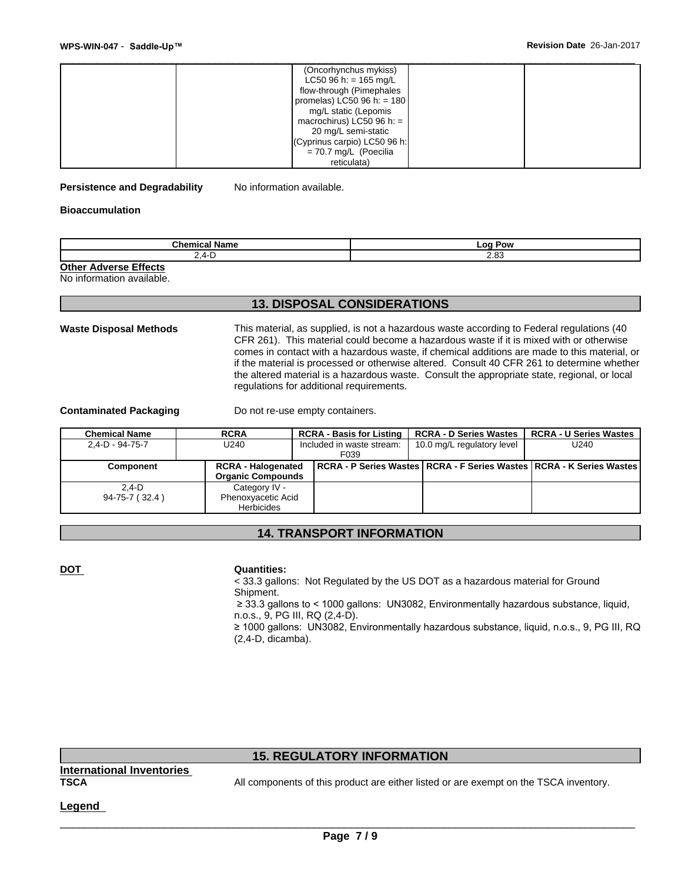|  |  | (Oncorhynchus mykiss) LC50 96 h: = 165 mg/L flow-through (Pimephales promelas) LC50 96 h: = 180 mg/L static (Lepomis macrochirus) LC50 96 h: = 20 mg/L semi-static (Cyprinus carpio) LC50 96 h: = 70.7 mg/L (Poecilia reticulata) |  |  |
|---|---|---|---|---|

**Persistence and Degradability** No information available.

**Bioaccumulation**

| Chemical Name | Log Pow |
|---|---|
| 2,4-D | 2.83 |

**Other Adverse Effects**

No information available.

## 13. DISPOSAL CONSIDERATIONS

**Waste Disposal Methods** This material, as supplied, is not a hazardous waste according to Federal regulations (40 CFR 261). This material could become a hazardous waste if it is mixed with or otherwise comes in contact with a hazardous waste, if chemical additions are made to this material, or if the material is processed or otherwise altered. Consult 40 CFR 261 to determine whether the altered material is a hazardous waste. Consult the appropriate state, regional, or local regulations for additional requirements.

**Contaminated Packaging** Do not re-use empty containers.

| Chemical Name | RCRA | RCRA - Basis for Listing | RCRA - D Series Wastes | RCRA - U Series Wastes |
|---|---|---|---|---|
| 2,4-D - 94-75-7 | U240 | Included in waste stream: F039 | 10.0 mg/L regulatory level | U240 |

| Component | RCRA - Halogenated Organic Compounds | RCRA - P Series Wastes | RCRA - F Series Wastes | RCRA - K Series Wastes |
|---|---|---|---|---|
| 2,4-D 94-75-7 ( 32.4 ) | Category IV - Phenoxyacetic Acid Herbicides |  |  |  |

## 14. TRANSPORT INFORMATION

**DOT**

**Quantities:**

< 33.3 gallons: Not Regulated by the US DOT as a hazardous material for Ground Shipment.

≥ 33.3 gallons to < 1000 gallons: UN3082, Environmentally hazardous substance, liquid, n.o.s., 9, PG III, RQ (2,4-D).

≥ 1000 gallons: UN3082, Environmentally hazardous substance, liquid, n.o.s., 9, PG III, RQ (2,4-D, dicamba).

## 15. REGULATORY INFORMATION

**International Inventories**

**TSCA** All components of this product are either listed or are exempt on the TSCA inventory.

**Legend**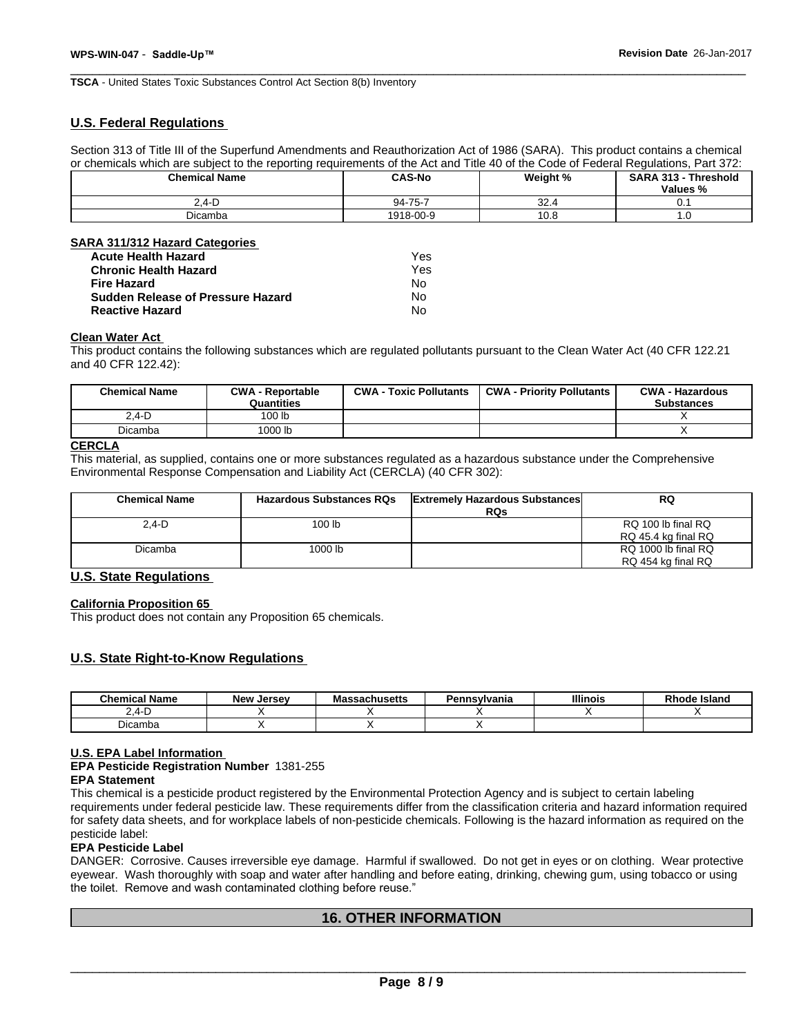**TSCA** - United States Toxic Substances Control Act Section 8(b) Inventory

## U.S. Federal Regulations

Section 313 of Title III of the Superfund Amendments and Reauthorization Act of 1986 (SARA). This product contains a chemical or chemicals which are subject to the reporting requirements of the Act and Title 40 of the Code of Federal Regulations, Part 372:

| Chemical Name | CAS-No | Weight % | SARA 313 - Threshold Values % |
|---|---|---|---|
| 2,4-D | 94-75-7 | 32.4 | 0.1 |
| Dicamba | 1918-00-9 | 10.8 | 1.0 |

### SARA 311/312 Hazard Categories

| | |
|---|---|
| **Acute Health Hazard** | Yes |
| **Chronic Health Hazard** | Yes |
| **Fire Hazard** | No |
| **Sudden Release of Pressure Hazard** | No |
| **Reactive Hazard** | No |

### Clean Water Act

This product contains the following substances which are regulated pollutants pursuant to the Clean Water Act (40 CFR 122.21 and 40 CFR 122.42):

| Chemical Name | CWA - Reportable Quantities | CWA - Toxic Pollutants | CWA - Priority Pollutants | CWA - Hazardous Substances |
|---|---|---|---|---|
| 2,4-D | 100 lb | | | X |
| Dicamba | 1000 lb | | | X |

### CERCLA

This material, as supplied, contains one or more substances regulated as a hazardous substance under the Comprehensive Environmental Response Compensation and Liability Act (CERCLA) (40 CFR 302):

| Chemical Name | Hazardous Substances RQs | Extremely Hazardous Substances RQs | RQ |
|---|---|---|---|
| 2,4-D | 100 lb | | RQ 100 lb final RQ RQ 45.4 kg final RQ |
| Dicamba | 1000 lb | | RQ 1000 lb final RQ RQ 454 kg final RQ |

## U.S. State Regulations

### California Proposition 65

This product does not contain any Proposition 65 chemicals.

## U.S. State Right-to-Know Regulations

| Chemical Name | New Jersey | Massachusetts | Pennsylvania | Illinois | Rhode Island |
|---|---|---|---|---|---|
| 2,4-D | X | X | X | X | X |
| Dicamba | X | X | X | | |

### U.S. EPA Label Information

**EPA Pesticide Registration Number** 1381-255

**EPA Statement**

This chemical is a pesticide product registered by the Environmental Protection Agency and is subject to certain labeling requirements under federal pesticide law. These requirements differ from the classification criteria and hazard information required for safety data sheets, and for workplace labels of non-pesticide chemicals. Following is the hazard information as required on the pesticide label:

**EPA Pesticide Label**

DANGER: Corrosive. Causes irreversible eye damage. Harmful if swallowed. Do not get in eyes or on clothing. Wear protective eyewear. Wash thoroughly with soap and water after handling and before eating, drinking, chewing gum, using tobacco or using the toilet. Remove and wash contaminated clothing before reuse."

## 16. OTHER INFORMATION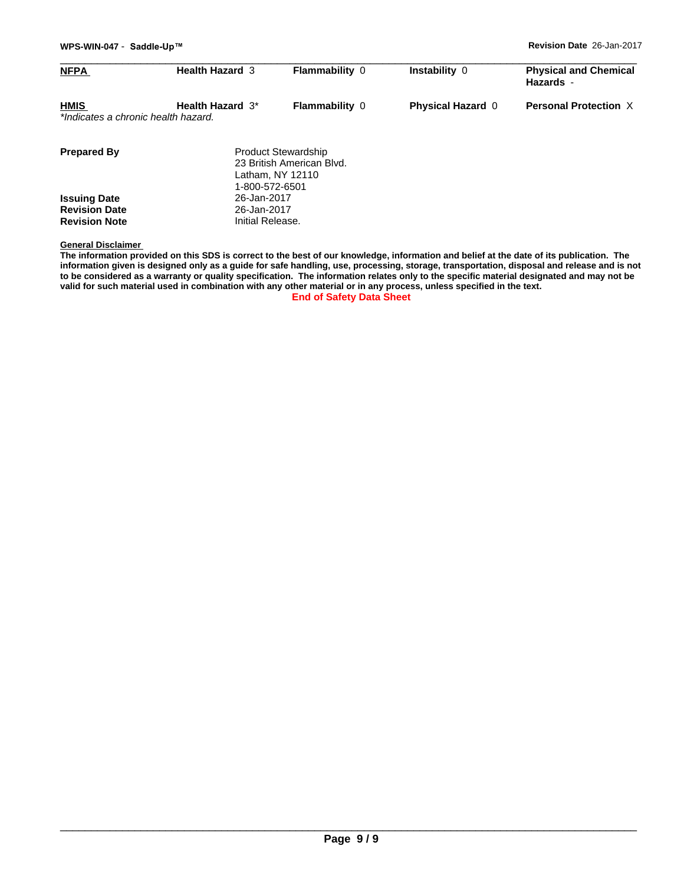| | | | | |
|---|---|---|---|---|
| **NFPA** | **Health Hazard** 3 | **Flammability** 0 | **Instability** 0 | **Physical and Chemical Hazards** - |
| **HMIS** | **Health Hazard** 3* | **Flammability** 0 | **Physical Hazard** 0 | **Personal Protection** X |

*\*Indicates a chronic health hazard.*

| | |
|---|---|
| **Prepared By** | Product Stewardship<br>23 British American Blvd.<br>Latham, NY 12110<br>1-800-572-6501 |
| **Issuing Date** | 26-Jan-2017 |
| **Revision Date** | 26-Jan-2017 |
| **Revision Note** | Initial Release. |

**General Disclaimer**

**The information provided on this SDS is correct to the best of our knowledge, information and belief at the date of its publication. The information given is designed only as a guide for safe handling, use, processing, storage, transportation, disposal and release and is not to be considered as a warranty or quality specification. The information relates only to the specific material designated and may not be valid for such material used in combination with any other material or in any process, unless specified in the text.**

**End of Safety Data Sheet**